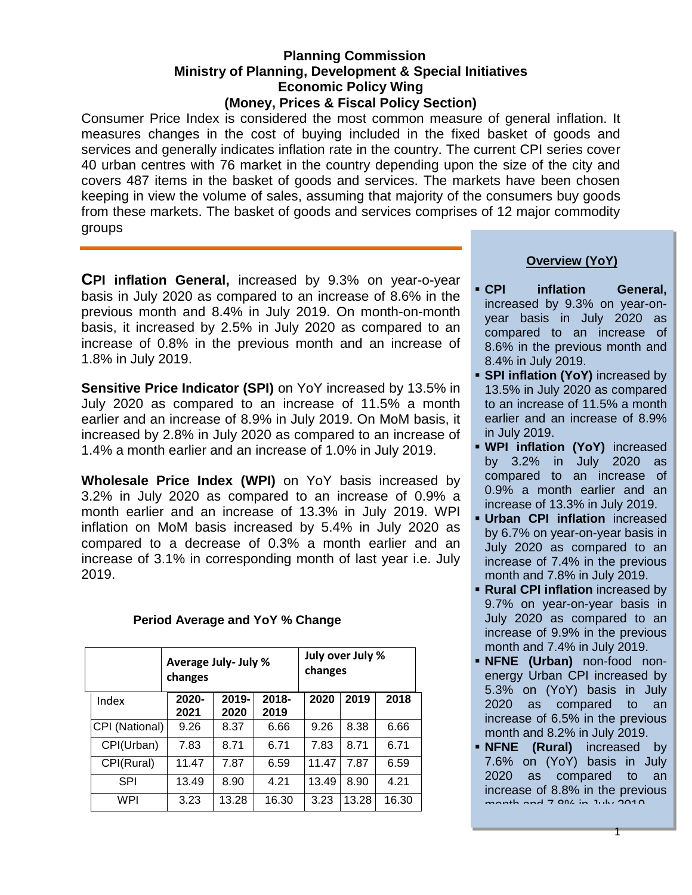**Planning Commission**
**Ministry of Planning, Development & Special Initiatives**
**Economic Policy Wing**
**(Money, Prices & Fiscal Policy Section)**

Consumer Price Index is considered the most common measure of general inflation. It measures changes in the cost of buying included in the fixed basket of goods and services and generally indicates inflation rate in the country. The current CPI series cover 40 urban centres with 76 market in the country depending upon the size of the city and covers 487 items in the basket of goods and services. The markets have been chosen keeping in view the volume of sales, assuming that majority of the consumers buy goods from these markets. The basket of goods and services comprises of 12 major commodity groups

**CPI inflation General,** increased by 9.3% on year-o-year basis in July 2020 as compared to an increase of 8.6% in the previous month and 8.4% in July 2019. On month-on-month basis, it increased by 2.5% in July 2020 as compared to an increase of 0.8% in the previous month and an increase of 1.8% in July 2019.

**Sensitive Price Indicator (SPI)** on YoY increased by 13.5% in July 2020 as compared to an increase of 11.5% a month earlier and an increase of 8.9% in July 2019. On MoM basis, it increased by 2.8% in July 2020 as compared to an increase of 1.4% a month earlier and an increase of 1.0% in July 2019.

**Wholesale Price Index (WPI)** on YoY basis increased by 3.2% in July 2020 as compared to an increase of 0.9% a month earlier and an increase of 13.3% in July 2019. WPI inflation on MoM basis increased by 5.4% in July 2020 as compared to a decrease of 0.3% a month earlier and an increase of 3.1% in corresponding month of last year i.e. July 2019.

**Period Average and YoY % Change**

| | Average July- July % changes | | | July over July % changes | | |
|---|---|---|---|---|---|---|
| Index | 2020-2021 | 2019-2020 | 2018-2019 | 2020 | 2019 | 2018 |
| CPI (National) | 9.26 | 8.37 | 6.66 | 9.26 | 8.38 | 6.66 |
| CPI(Urban) | 7.83 | 8.71 | 6.71 | 7.83 | 8.71 | 6.71 |
| CPI(Rural) | 11.47 | 7.87 | 6.59 | 11.47 | 7.87 | 6.59 |
| SPI | 13.49 | 8.90 | 4.21 | 13.49 | 8.90 | 4.21 |
| WPI | 3.23 | 13.28 | 16.30 | 3.23 | 13.28 | 16.30 |

**Overview (YoY)**

- **CPI inflation General,** increased by 9.3% on year-on-year basis in July 2020 as compared to an increase of 8.6% in the previous month and 8.4% in July 2019.
- **SPI inflation (YoY)** increased by 13.5% in July 2020 as compared to an increase of 11.5% a month earlier and an increase of 8.9% in July 2019.
- **WPI inflation (YoY)** increased by 3.2% in July 2020 as compared to an increase of 0.9% a month earlier and an increase of 13.3% in July 2019.
- **Urban CPI inflation** increased by 6.7% on year-on-year basis in July 2020 as compared to an increase of 7.4% in the previous month and 7.8% in July 2019.
- **Rural CPI inflation** increased by 9.7% on year-on-year basis in July 2020 as compared to an increase of 9.9% in the previous month and 7.4% in July 2019.
- **NFNE (Urban)** non-food non-energy Urban CPI increased by 5.3% on (YoY) basis in July 2020 as compared to an increase of 6.5% in the previous month and 8.2% in July 2019.
- **NFNE (Rural)** increased by 7.6% on (YoY) basis in July 2020 as compared to an increase of 8.8% in the previous month and 7.8% in July 2019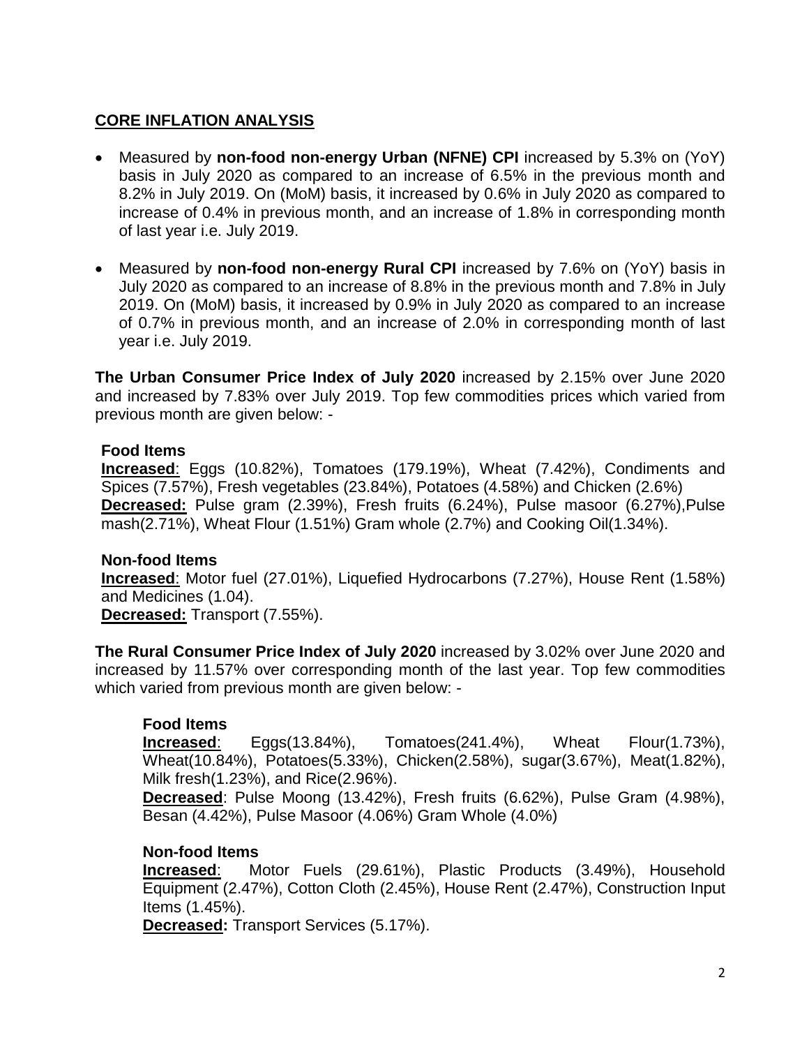## **CORE INFLATION ANALYSIS**

- Measured by **non-food non-energy Urban (NFNE) CPI** increased by 5.3% on (YoY) basis in July 2020 as compared to an increase of 6.5% in the previous month and 8.2% in July 2019. On (MoM) basis, it increased by 0.6% in July 2020 as compared to increase of 0.4% in previous month, and an increase of 1.8% in corresponding month of last year i.e. July 2019.

- Measured by **non-food non-energy Rural CPI** increased by 7.6% on (YoY) basis in July 2020 as compared to an increase of 8.8% in the previous month and 7.8% in July 2019. On (MoM) basis, it increased by 0.9% in July 2020 as compared to an increase of 0.7% in previous month, and an increase of 2.0% in corresponding month of last year i.e. July 2019.

**The Urban Consumer Price Index of July 2020** increased by 2.15% over June 2020 and increased by 7.83% over July 2019. Top few commodities prices which varied from previous month are given below: -

**Food Items**

**<u>Increased</u>**: Eggs (10.82%), Tomatoes (179.19%), Wheat (7.42%), Condiments and Spices (7.57%), Fresh vegetables (23.84%), Potatoes (4.58%) and Chicken (2.6%)
**<u>Decreased:</u>** Pulse gram (2.39%), Fresh fruits (6.24%), Pulse masoor (6.27%),Pulse mash(2.71%), Wheat Flour (1.51%) Gram whole (2.7%) and Cooking Oil(1.34%).

**Non-food Items**

**<u>Increased</u>**: Motor fuel (27.01%), Liquefied Hydrocarbons (7.27%), House Rent (1.58%) and Medicines (1.04).
**<u>Decreased:</u>** Transport (7.55%).

**The Rural Consumer Price Index of July 2020** increased by 3.02% over June 2020 and increased by 11.57% over corresponding month of the last year. Top few commodities which varied from previous month are given below: -

**Food Items**

**<u>Increased</u>**: Eggs(13.84%), Tomatoes(241.4%), Wheat Flour(1.73%), Wheat(10.84%), Potatoes(5.33%), Chicken(2.58%), sugar(3.67%), Meat(1.82%), Milk fresh(1.23%), and Rice(2.96%).
**<u>Decreased</u>**: Pulse Moong (13.42%), Fresh fruits (6.62%), Pulse Gram (4.98%), Besan (4.42%), Pulse Masoor (4.06%) Gram Whole (4.0%)

**Non-food Items**

**<u>Increased</u>**: Motor Fuels (29.61%), Plastic Products (3.49%), Household Equipment (2.47%), Cotton Cloth (2.45%), House Rent (2.47%), Construction Input Items (1.45%).
**<u>Decreased</u>:** Transport Services (5.17%).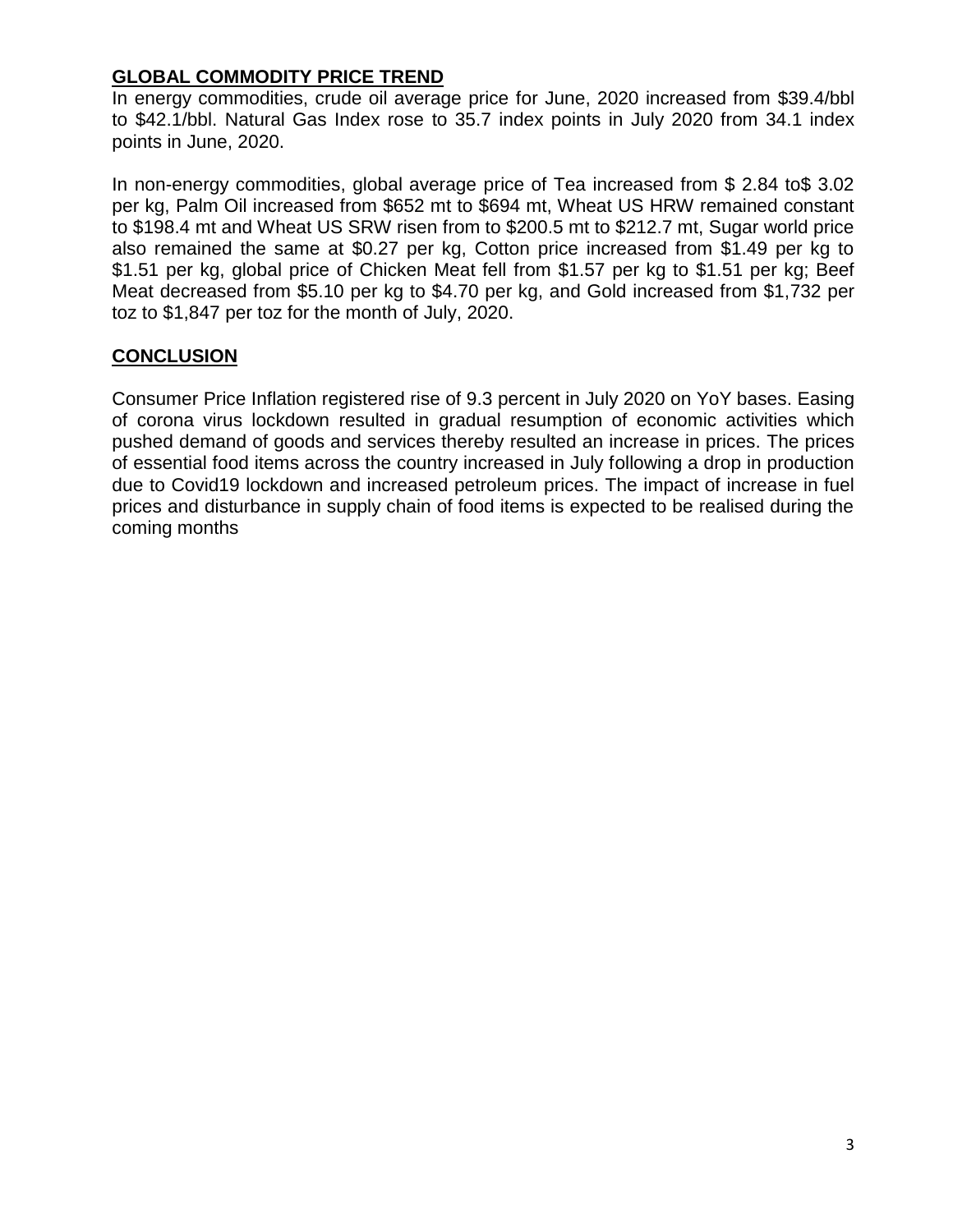## **GLOBAL COMMODITY PRICE TREND**

In energy commodities, crude oil average price for June, 2020 increased from $39.4/bbl to $42.1/bbl. Natural Gas Index rose to 35.7 index points in July 2020 from 34.1 index points in June, 2020.

In non-energy commodities, global average price of Tea increased from $ 2.84 to$ 3.02 per kg, Palm Oil increased from $652 mt to $694 mt, Wheat US HRW remained constant to $198.4 mt and Wheat US SRW risen from to $200.5 mt to $212.7 mt, Sugar world price also remained the same at $0.27 per kg, Cotton price increased from $1.49 per kg to $1.51 per kg, global price of Chicken Meat fell from $1.57 per kg to $1.51 per kg; Beef Meat decreased from $5.10 per kg to $4.70 per kg, and Gold increased from $1,732 per toz to $1,847 per toz for the month of July, 2020.

## **CONCLUSION**

Consumer Price Inflation registered rise of 9.3 percent in July 2020 on YoY bases. Easing of corona virus lockdown resulted in gradual resumption of economic activities which pushed demand of goods and services thereby resulted an increase in prices. The prices of essential food items across the country increased in July following a drop in production due to Covid19 lockdown and increased petroleum prices. The impact of increase in fuel prices and disturbance in supply chain of food items is expected to be realised during the coming months